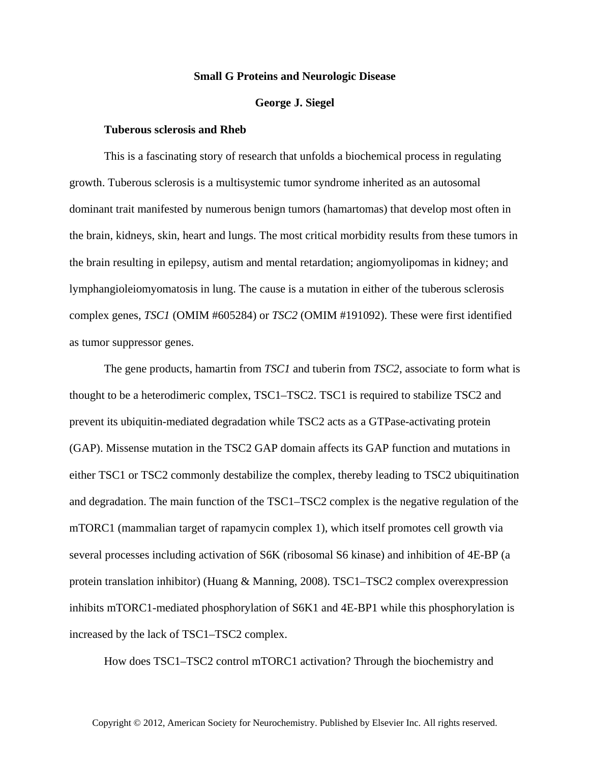# Small G Proteins and Neurologic Disease

**George J. Siegel**

## Tuberous sclerosis and Rheb

This is a fascinating story of research that unfolds a biochemical process in regulating growth. Tuberous sclerosis is a multisystemic tumor syndrome inherited as an autosomal dominant trait manifested by numerous benign tumors (hamartomas) that develop most often in the brain, kidneys, skin, heart and lungs. The most critical morbidity results from these tumors in the brain resulting in epilepsy, autism and mental retardation; angiomyolipomas in kidney; and lymphangioleiomyomatosis in lung. The cause is a mutation in either of the tuberous sclerosis complex genes, *TSC1* (OMIM #605284) or *TSC2* (OMIM #191092). These were first identified as tumor suppressor genes.

The gene products, hamartin from *TSC1* and tuberin from *TSC2*, associate to form what is thought to be a heterodimeric complex, TSC1–TSC2. TSC1 is required to stabilize TSC2 and prevent its ubiquitin-mediated degradation while TSC2 acts as a GTPase-activating protein (GAP). Missense mutation in the TSC2 GAP domain affects its GAP function and mutations in either TSC1 or TSC2 commonly destabilize the complex, thereby leading to TSC2 ubiquitination and degradation. The main function of the TSC1–TSC2 complex is the negative regulation of the mTORC1 (mammalian target of rapamycin complex 1), which itself promotes cell growth via several processes including activation of S6K (ribosomal S6 kinase) and inhibition of 4E-BP (a protein translation inhibitor) (Huang & Manning, 2008). TSC1–TSC2 complex overexpression inhibits mTORC1-mediated phosphorylation of S6K1 and 4E-BP1 while this phosphorylation is increased by the lack of TSC1–TSC2 complex.

How does TSC1–TSC2 control mTORC1 activation? Through the biochemistry and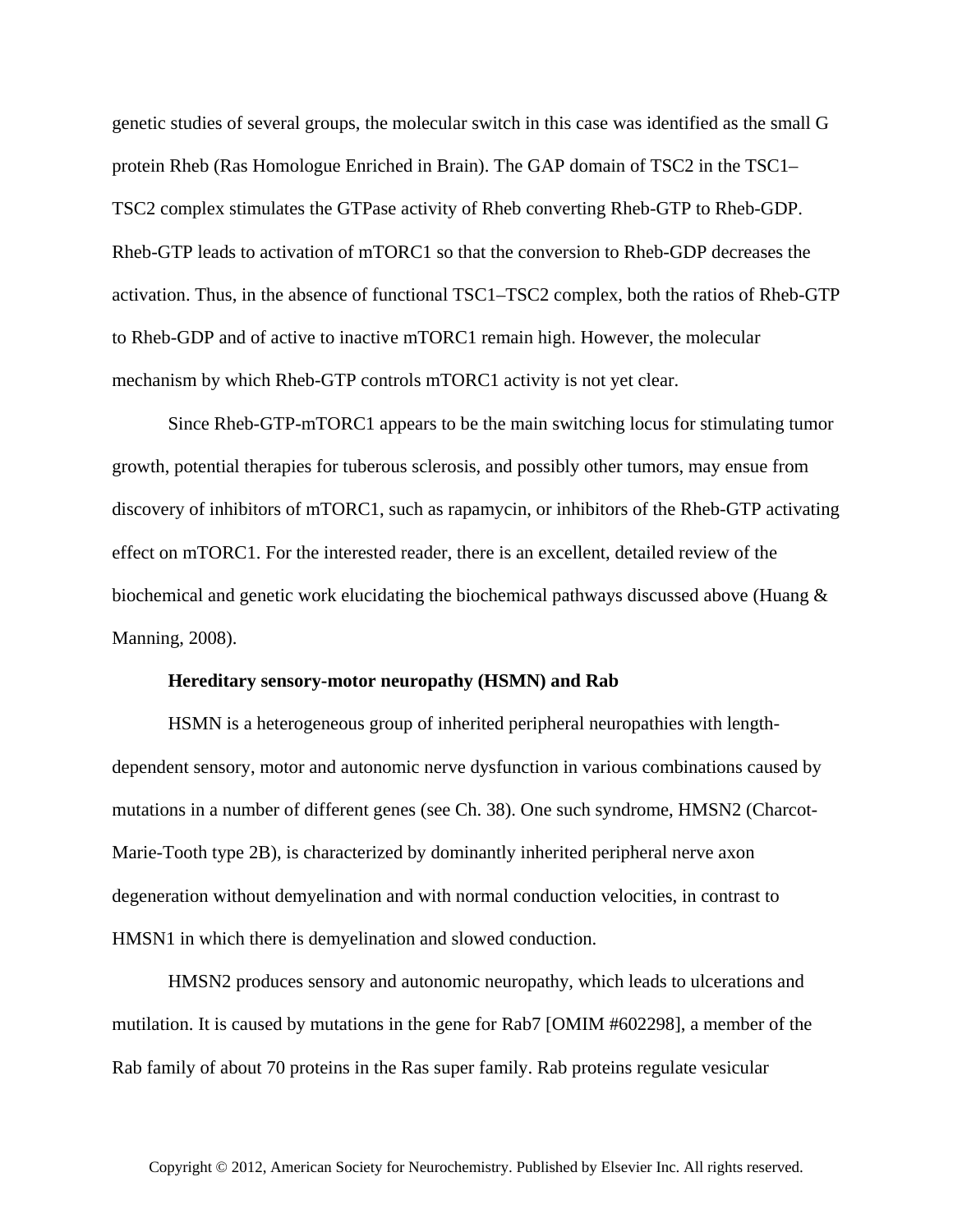genetic studies of several groups, the molecular switch in this case was identified as the small G protein Rheb (Ras Homologue Enriched in Brain). The GAP domain of TSC2 in the TSC1–TSC2 complex stimulates the GTPase activity of Rheb converting Rheb-GTP to Rheb-GDP. Rheb-GTP leads to activation of mTORC1 so that the conversion to Rheb-GDP decreases the activation. Thus, in the absence of functional TSC1–TSC2 complex, both the ratios of Rheb-GTP to Rheb-GDP and of active to inactive mTORC1 remain high. However, the molecular mechanism by which Rheb-GTP controls mTORC1 activity is not yet clear.

Since Rheb-GTP-mTORC1 appears to be the main switching locus for stimulating tumor growth, potential therapies for tuberous sclerosis, and possibly other tumors, may ensue from discovery of inhibitors of mTORC1, such as rapamycin, or inhibitors of the Rheb-GTP activating effect on mTORC1. For the interested reader, there is an excellent, detailed review of the biochemical and genetic work elucidating the biochemical pathways discussed above (Huang & Manning, 2008).

**Hereditary sensory-motor neuropathy (HSMN) and Rab**

HSMN is a heterogeneous group of inherited peripheral neuropathies with length-dependent sensory, motor and autonomic nerve dysfunction in various combinations caused by mutations in a number of different genes (see Ch. 38). One such syndrome, HMSN2 (Charcot-Marie-Tooth type 2B), is characterized by dominantly inherited peripheral nerve axon degeneration without demyelination and with normal conduction velocities, in contrast to HMSN1 in which there is demyelination and slowed conduction.

HMSN2 produces sensory and autonomic neuropathy, which leads to ulcerations and mutilation. It is caused by mutations in the gene for Rab7 [OMIM #602298], a member of the Rab family of about 70 proteins in the Ras super family. Rab proteins regulate vesicular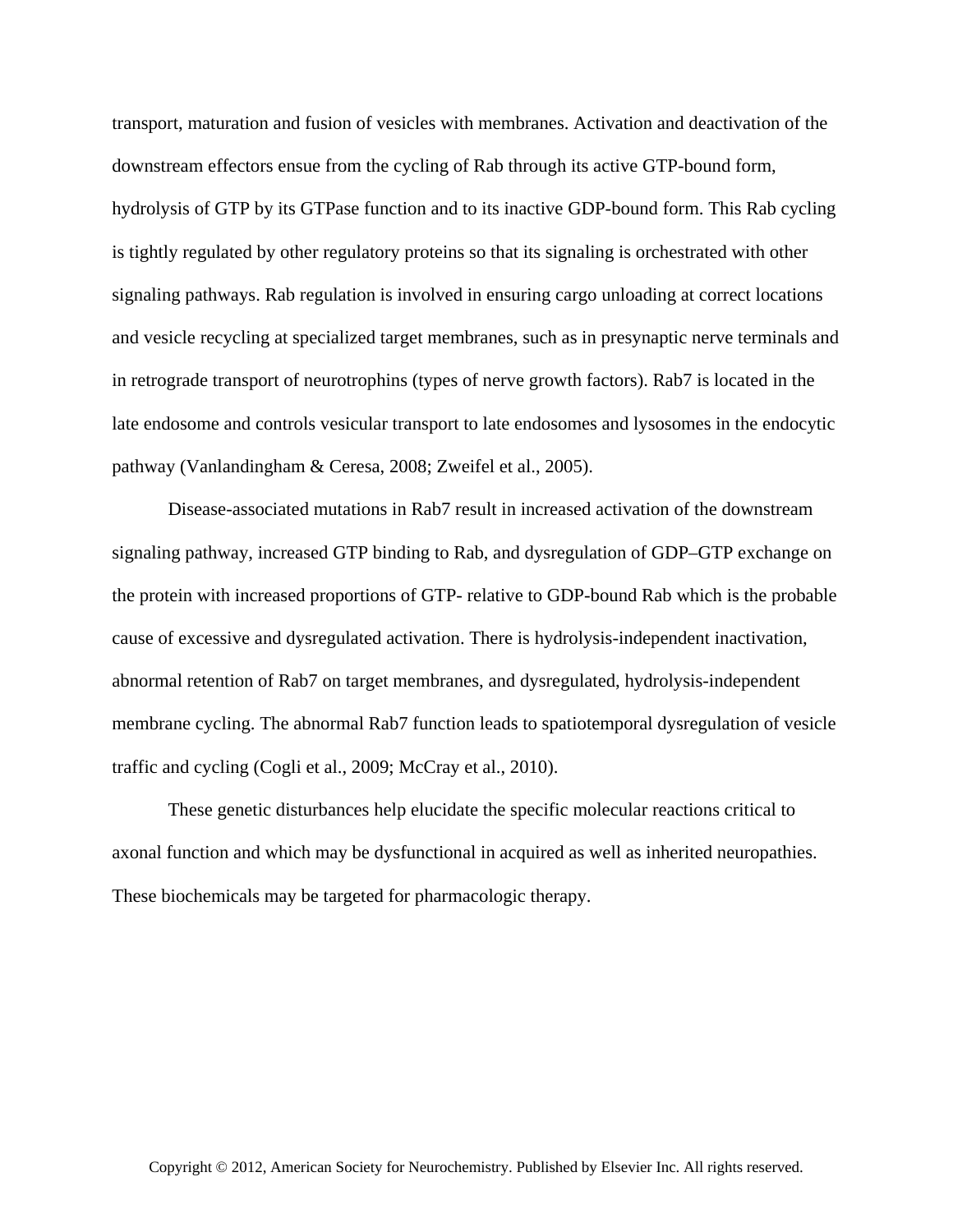transport, maturation and fusion of vesicles with membranes. Activation and deactivation of the downstream effectors ensue from the cycling of Rab through its active GTP-bound form, hydrolysis of GTP by its GTPase function and to its inactive GDP-bound form. This Rab cycling is tightly regulated by other regulatory proteins so that its signaling is orchestrated with other signaling pathways. Rab regulation is involved in ensuring cargo unloading at correct locations and vesicle recycling at specialized target membranes, such as in presynaptic nerve terminals and in retrograde transport of neurotrophins (types of nerve growth factors). Rab7 is located in the late endosome and controls vesicular transport to late endosomes and lysosomes in the endocytic pathway (Vanlandingham & Ceresa, 2008; Zweifel et al., 2005).

Disease-associated mutations in Rab7 result in increased activation of the downstream signaling pathway, increased GTP binding to Rab, and dysregulation of GDP–GTP exchange on the protein with increased proportions of GTP- relative to GDP-bound Rab which is the probable cause of excessive and dysregulated activation. There is hydrolysis-independent inactivation, abnormal retention of Rab7 on target membranes, and dysregulated, hydrolysis-independent membrane cycling. The abnormal Rab7 function leads to spatiotemporal dysregulation of vesicle traffic and cycling (Cogli et al., 2009; McCray et al., 2010).

These genetic disturbances help elucidate the specific molecular reactions critical to axonal function and which may be dysfunctional in acquired as well as inherited neuropathies. These biochemicals may be targeted for pharmacologic therapy.

Copyright © 2012, American Society for Neurochemistry. Published by Elsevier Inc. All rights reserved.